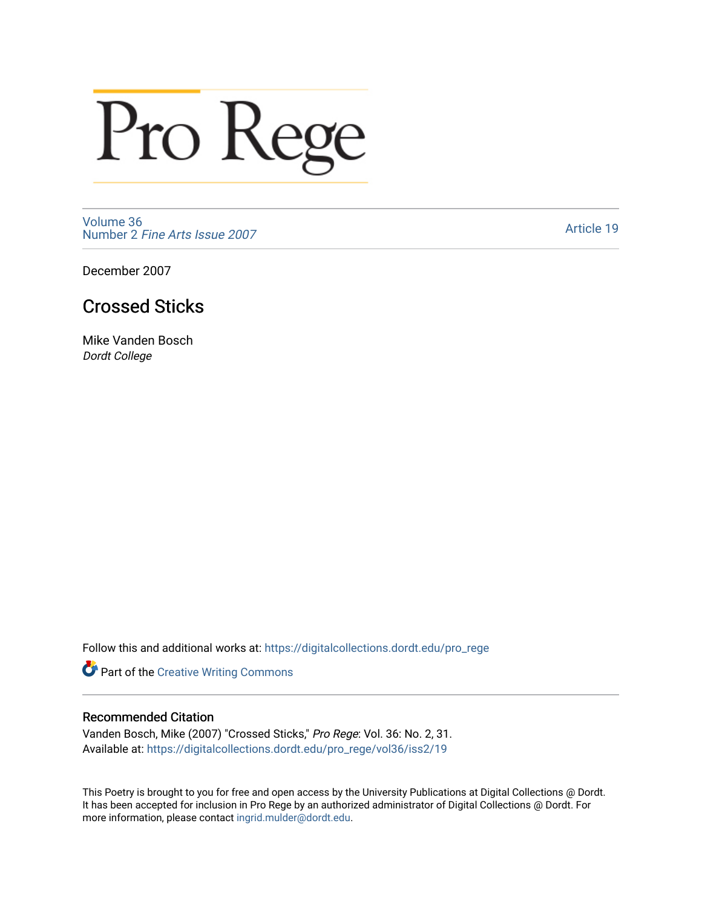# Pro Rege

Volume 36
Number 2 *Fine Arts Issue 2007*

Article 19

December 2007

## Crossed Sticks

Mike Vanden Bosch
*Dordt College*

Follow this and additional works at: https://digitalcollections.dordt.edu/pro_rege

Part of the Creative Writing Commons

### Recommended Citation

Vanden Bosch, Mike (2007) "Crossed Sticks," *Pro Rege*: Vol. 36: No. 2, 31.
Available at: https://digitalcollections.dordt.edu/pro_rege/vol36/iss2/19

This Poetry is brought to you for free and open access by the University Publications at Digital Collections @ Dordt. It has been accepted for inclusion in Pro Rege by an authorized administrator of Digital Collections @ Dordt. For more information, please contact ingrid.mulder@dordt.edu.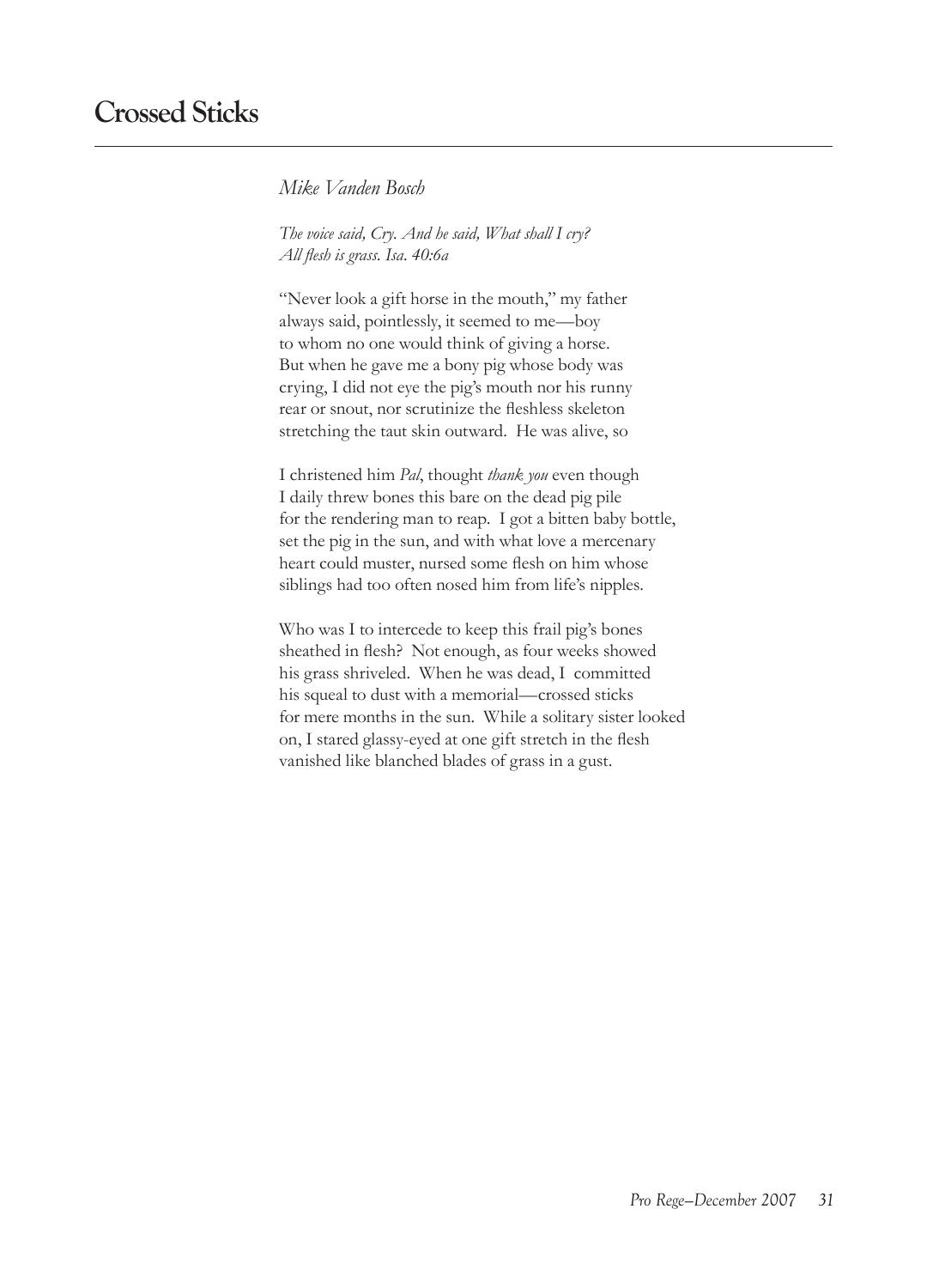# Crossed Sticks

*Mike Vanden Bosch*

*The voice said, Cry. And he said, What shall I cry?*
*All flesh is grass. Isa. 40:6a*

"Never look a gift horse in the mouth," my father
always said, pointlessly, it seemed to me—boy
to whom no one would think of giving a horse.
But when he gave me a bony pig whose body was
crying, I did not eye the pig's mouth nor his runny
rear or snout, nor scrutinize the fleshless skeleton
stretching the taut skin outward. He was alive, so

I christened him *Pal*, thought *thank you* even though
I daily threw bones this bare on the dead pig pile
for the rendering man to reap. I got a bitten baby bottle,
set the pig in the sun, and with what love a mercenary
heart could muster, nursed some flesh on him whose
siblings had too often nosed him from life's nipples.

Who was I to intercede to keep this frail pig's bones
sheathed in flesh? Not enough, as four weeks showed
his grass shriveled. When he was dead, I committed
his squeal to dust with a memorial—crossed sticks
for mere months in the sun. While a solitary sister looked
on, I stared glassy-eyed at one gift stretch in the flesh
vanished like blanched blades of grass in a gust.